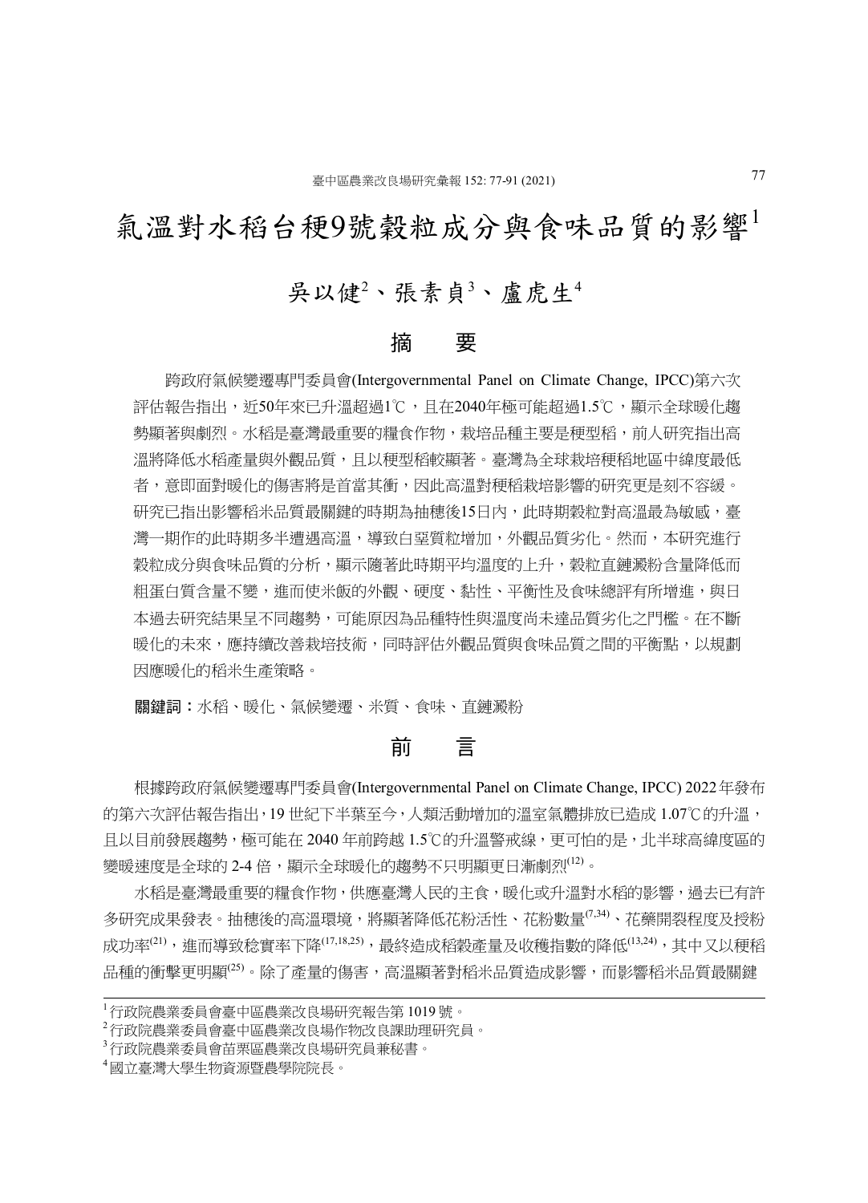# 氣溫對水稻台稉9號穀粒成分與食味品質的影響[1]

## 吳以健[2]、張素貞[3]、盧虎生[4]

## 摘　要

跨政府氣候變遷專門委員會(Intergovernmental Panel on Climate Change, IPCC)第六次評估報告指出，近50年來已升溫超過1℃，且在2040年極可能超過1.5℃，顯示全球暖化趨勢顯著與劇烈。水稻是臺灣最重要的糧食作物，栽培品種主要是稉型稻，前人研究指出高溫將降低水稻產量與外觀品質，且以稉型稻較顯著。臺灣為全球栽培稉稻地區中緯度最低者，意即面對暖化的傷害將是首當其衝，因此高溫對稉稻栽培影響的研究更是刻不容緩。研究已指出影響稻米品質最關鍵的時期為抽穗後15日內，此時期穀粒對高溫最為敏感，臺灣一期作的此時期多半遭遇高溫，導致白堊質粒增加，外觀品質劣化。然而，本研究進行穀粒成分與食味品質的分析，顯示隨著此時期平均溫度的上升，穀粒直鏈澱粉含量降低而粗蛋白質含量不變，進而使米飯的外觀、硬度、黏性、平衡性及食味總評有所增進，與日本過去研究結果呈不同趨勢，可能原因為品種特性與溫度尚未達品質劣化之門檻。在不斷暖化的未來，應持續改善栽培技術，同時評估外觀品質與食味品質之間的平衡點，以規劃因應暖化的稻米生產策略。

**關鍵詞：**水稻、暖化、氣候變遷、米質、食味、直鏈澱粉

## 前　言

根據跨政府氣候變遷專門委員會(Intergovernmental Panel on Climate Change, IPCC) 2022年發布的第六次評估報告指出，19世紀下半葉至今，人類活動增加的溫室氣體排放已造成1.07℃的升溫，且以目前發展趨勢，極可能在2040年前跨越1.5℃的升溫警戒線，更可怕的是，北半球高緯度區的變暖速度是全球的2-4倍，顯示全球暖化的趨勢不只明顯更日漸劇烈[12]。

水稻是臺灣最重要的糧食作物，供應臺灣人民的主食，暖化或升溫對水稻的影響，過去已有許多研究成果發表。抽穗後的高溫環境，將顯著降低花粉活性、花粉數量[7,34]、花藥開裂程度及授粉成功率[21]，進而導致稔實率下降[17,18,25]，最終造成稻穀產量及收穫指數的降低[13,24]，其中又以稉稻品種的衝擊更明顯[25]。除了產量的傷害，高溫顯著對稻米品質造成影響，而影響稻米品質最關鍵

---

[1] 行政院農業委員會臺中區農業改良場研究報告第1019號。
[2] 行政院農業委員會臺中區農業改良場作物改良課助理研究員。
[3] 行政院農業委員會苗栗區農業改良場研究員兼秘書。
[4] 國立臺灣大學生物資源暨農學院院長。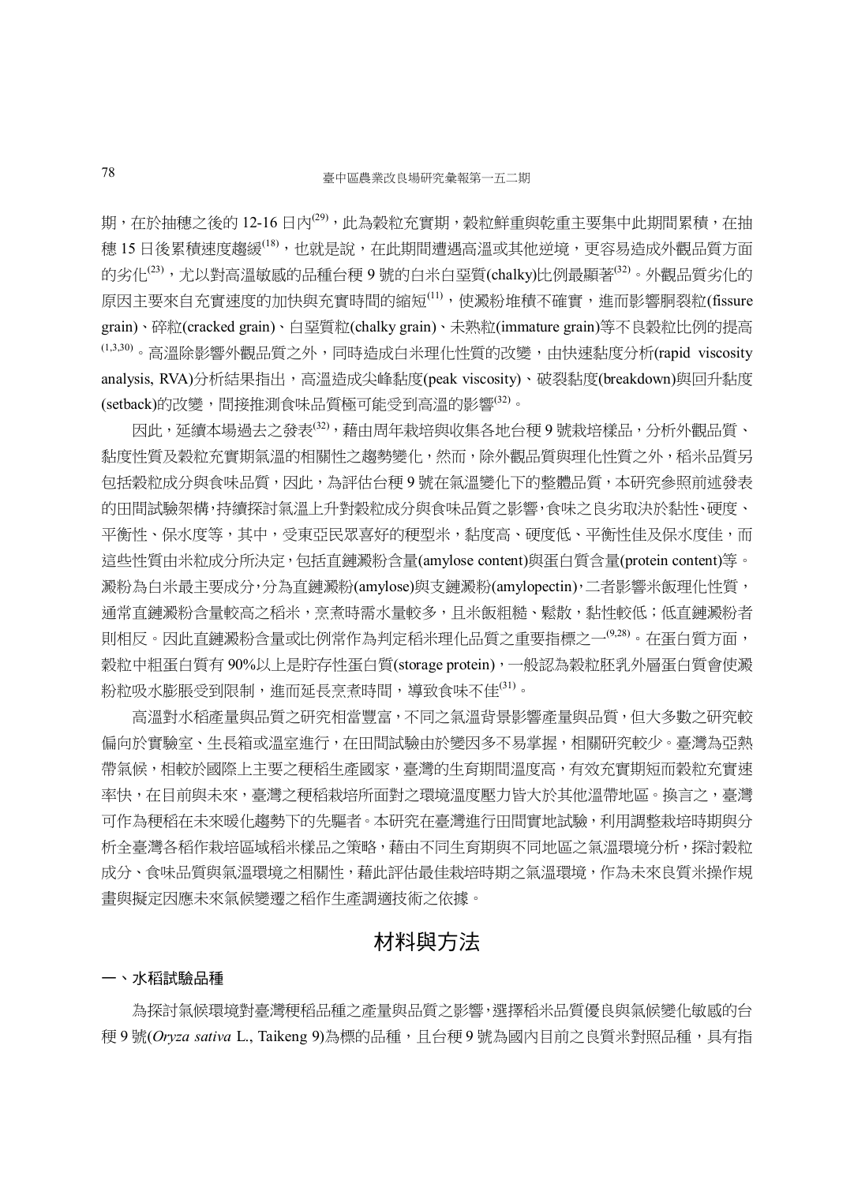期，在於抽穗之後的 12-16 日內[29]，此為穀粒充實期，穀粒鮮重與乾重主要集中此期間累積，在抽穗 15 日後累積速度趨緩[18]，也就是說，在此期間遭遇高溫或其他逆境，更容易造成外觀品質方面的劣化[23]，尤以對高溫敏感的品種台稉 9 號的白米白堊質(chalky)比例最顯著[32]。外觀品質劣化的原因主要來自充實速度的加快與充實時間的縮短[11]，使澱粉堆積不確實，進而影響胴裂粒(fissure grain)、碎粒(cracked grain)、白堊質粒(chalky grain)、未熟粒(immature grain)等不良穀粒比例的提高[1,3,30]。高溫除影響外觀品質之外，同時造成白米理化性質的改變，由快速黏度分析(rapid viscosity analysis, RVA)分析結果指出，高溫造成尖峰黏度(peak viscosity)、破裂黏度(breakdown)與回升黏度(setback)的改變，間接推測食味品質極可能受到高溫的影響[32]。

因此，延續本場過去之發表[32]，藉由周年栽培與收集各地台稉 9 號栽培樣品，分析外觀品質、黏度性質及穀粒充實期氣溫的相關性之趨勢變化，然而，除外觀品質與理化性質之外，稻米品質另包括穀粒成分與食味品質，因此，為評估台稉 9 號在氣溫變化下的整體品質，本研究參照前述發表的田間試驗架構，持續探討氣溫上升對穀粒成分與食味品質之影響，食味之良劣取決於黏性、硬度、平衡性、保水度等，其中，受東亞民眾喜好的稉型米，黏度高、硬度低、平衡性佳及保水度佳，而這些性質由米粒成分所決定，包括直鏈澱粉含量(amylose content)與蛋白質含量(protein content)等。澱粉為白米最主要成分，分為直鏈澱粉(amylose)與支鏈澱粉(amylopectin)，二者影響米飯理化性質，通常直鏈澱粉含量較高之稻米，烹煮時需水量較多，且米飯粗糙、鬆散，黏性較低；低直鏈澱粉者則相反。因此直鏈澱粉含量或比例常作為判定稻米理化品質之重要指標之一[9,28]。在蛋白質方面，穀粒中粗蛋白質有 90%以上是貯存性蛋白質(storage protein)，一般認為穀粒胚乳外層蛋白質會使澱粉粒吸水膨脹受到限制，進而延長烹煮時間，導致食味不佳[31]。

高溫對水稻產量與品質之研究相當豐富，不同之氣溫背景影響產量與品質，但大多數之研究較偏向於實驗室、生長箱或溫室進行，在田間試驗由於變因多不易掌握，相關研究較少。臺灣為亞熱帶氣候，相較於國際上主要之稉稻生產國家，臺灣的生育期間溫度高，有效充實期短而穀粒充實速率快，在目前與未來，臺灣之稉稻栽培所面對之環境溫度壓力皆大於其他溫帶地區。換言之，臺灣可作為稉稻在未來暖化趨勢下的先驅者。本研究在臺灣進行田間實地試驗，利用調整栽培時期與分析全臺灣各稻作栽培區域稻米樣品之策略，藉由不同生育期與不同地區之氣溫環境分析，探討穀粒成分、食味品質與氣溫環境之相關性，藉此評估最佳栽培時期之氣溫環境，作為未來良質米操作規畫與擬定因應未來氣候變遷之稻作生產調適技術之依據。

## 材料與方法

### 一、水稻試驗品種

為探討氣候環境對臺灣稉稻品種之產量與品質之影響，選擇稻米品質優良與氣候變化敏感的台稉 9 號(*Oryza sativa* L., Taikeng 9)為標的品種，且台稉 9 號為國內目前之良質米對照品種，具有指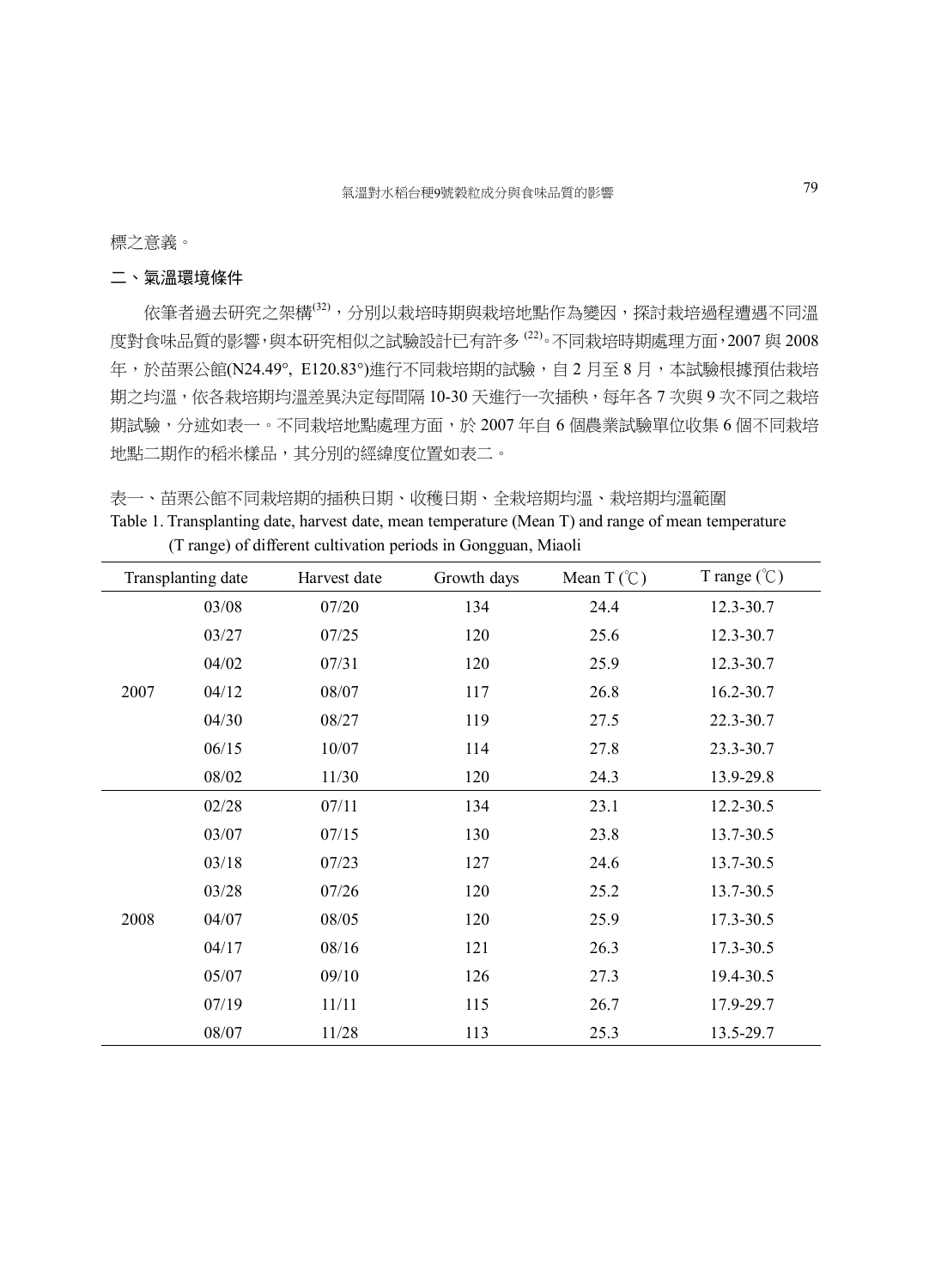標之意義。

## 二、氣溫環境條件

依筆者過去研究之架構[32]，分別以栽培時期與栽培地點作為變因，探討栽培過程遭遇不同溫度對食味品質的影響，與本研究相似之試驗設計已有許多[22]。不同栽培時期處理方面，2007 與 2008 年，於苗栗公館(N24.49°, E120.83°)進行不同栽培期的試驗，自 2 月至 8 月，本試驗根據預估栽培期之均溫，依各栽培期均溫差異決定每間隔 10-30 天進行一次插秧，每年各 7 次與 9 次不同之栽培期試驗，分述如表一。不同栽培地點處理方面，於 2007 年自 6 個農業試驗單位收集 6 個不同栽培地點二期作的稻米樣品，其分別的經緯度位置如表二。

表一、苗栗公館不同栽培期的插秧日期、收穫日期、全栽培期均溫、栽培期均溫範圍

Table 1. Transplanting date, harvest date, mean temperature (Mean T) and range of mean temperature (T range) of different cultivation periods in Gongguan, Miaoli

| Transplanting date | | Harvest date | Growth days | Mean T (℃) | T range (℃) |
|---|---|---|---|---|---|
| 2007 | 03/08 | 07/20 | 134 | 24.4 | 12.3-30.7 |
| | 03/27 | 07/25 | 120 | 25.6 | 12.3-30.7 |
| | 04/02 | 07/31 | 120 | 25.9 | 12.3-30.7 |
| | 04/12 | 08/07 | 117 | 26.8 | 16.2-30.7 |
| | 04/30 | 08/27 | 119 | 27.5 | 22.3-30.7 |
| | 06/15 | 10/07 | 114 | 27.8 | 23.3-30.7 |
| | 08/02 | 11/30 | 120 | 24.3 | 13.9-29.8 |
| 2008 | 02/28 | 07/11 | 134 | 23.1 | 12.2-30.5 |
| | 03/07 | 07/15 | 130 | 23.8 | 13.7-30.5 |
| | 03/18 | 07/23 | 127 | 24.6 | 13.7-30.5 |
| | 03/28 | 07/26 | 120 | 25.2 | 13.7-30.5 |
| | 04/07 | 08/05 | 120 | 25.9 | 17.3-30.5 |
| | 04/17 | 08/16 | 121 | 26.3 | 17.3-30.5 |
| | 05/07 | 09/10 | 126 | 27.3 | 19.4-30.5 |
| | 07/19 | 11/11 | 115 | 26.7 | 17.9-29.7 |
| | 08/07 | 11/28 | 113 | 25.3 | 13.5-29.7 |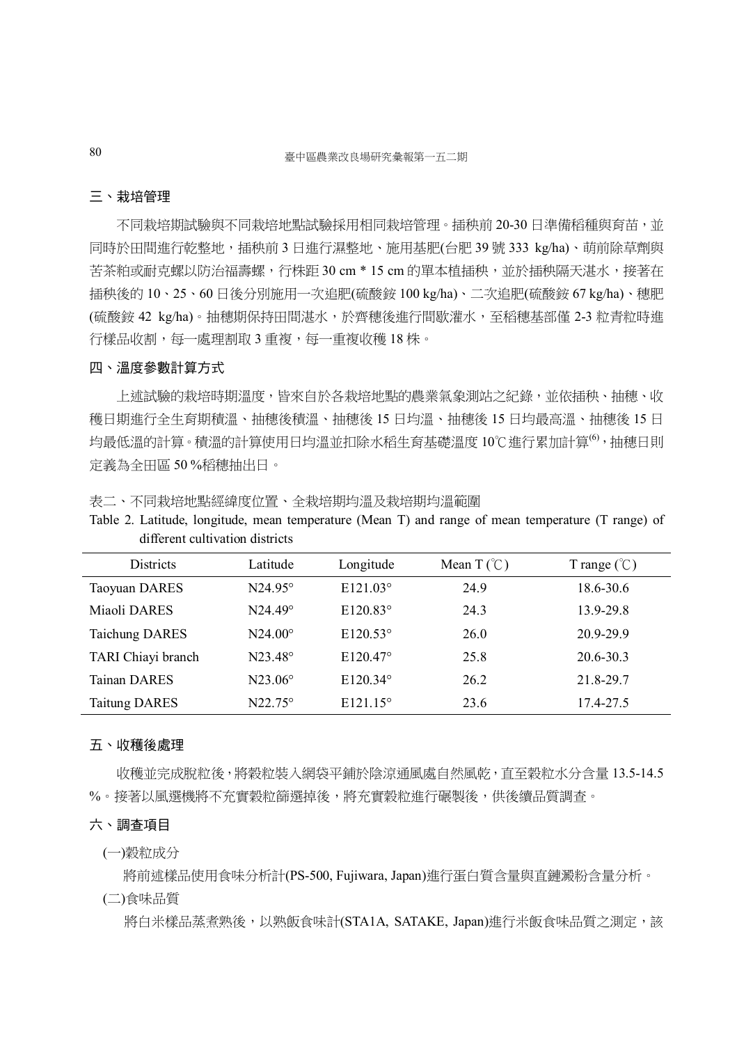## 三、栽培管理

不同栽培期試驗與不同栽培地點試驗採用相同栽培管理。插秧前 20-30 日準備稻種與育苗，並同時於田間進行乾整地，插秧前 3 日進行濕整地、施用基肥(台肥 39 號 333 kg/ha)、萌前除草劑與苦茶粕或耐克螺以防治福壽螺，行株距 30 cm * 15 cm 的單本植插秧，並於插秧隔天湛水，接著在插秧後的 10、25、60 日後分別施用一次追肥(硫酸銨 100 kg/ha)、二次追肥(硫酸銨 67 kg/ha)、穗肥(硫酸銨 42 kg/ha)。抽穗期保持田間湛水，於齊穗後進行間歇灌水，至稻穗基部僅 2-3 粒青粒時進行樣品收割，每一處理割取 3 重複，每一重複收穫 18 株。

## 四、溫度參數計算方式

上述試驗的栽培時期溫度，皆來自於各栽培地點的農業氣象測站之紀錄，並依插秧、抽穗、收穫日期進行全生育期積溫、抽穗後積溫、抽穗後 15 日均溫、抽穗後 15 日均最高溫、抽穗後 15 日均最低溫的計算。積溫的計算使用日均溫並扣除水稻生育基礎溫度 10℃進行累加計算[6]，抽穗日則定義為全田區 50 %稻穗抽出日。

表二、不同栽培地點經緯度位置、全栽培期均溫及栽培期均溫範圍

Table 2. Latitude, longitude, mean temperature (Mean T) and range of mean temperature (T range) of different cultivation districts

| Districts | Latitude | Longitude | Mean T (℃) | T range (℃) |
|---|---|---|---|---|
| Taoyuan DARES | N24.95° | E121.03° | 24.9 | 18.6-30.6 |
| Miaoli DARES | N24.49° | E120.83° | 24.3 | 13.9-29.8 |
| Taichung DARES | N24.00° | E120.53° | 26.0 | 20.9-29.9 |
| TARI Chiayi branch | N23.48° | E120.47° | 25.8 | 20.6-30.3 |
| Tainan DARES | N23.06° | E120.34° | 26.2 | 21.8-29.7 |
| Taitung DARES | N22.75° | E121.15° | 23.6 | 17.4-27.5 |

## 五、收穫後處理

收穫並完成脫粒後，將穀粒裝入網袋平鋪於陰涼通風處自然風乾，直至穀粒水分含量 13.5-14.5 %。接著以風選機將不充實穀粒篩選掉後，將充實穀粒進行碾製後，供後續品質調查。

## 六、調查項目

(一)穀粒成分

將前述樣品使用食味分析計(PS-500, Fujiwara, Japan)進行蛋白質含量與直鏈澱粉含量分析。

(二)食味品質

將白米樣品蒸煮熟後，以熟飯食味計(STA1A, SATAKE, Japan)進行米飯食味品質之測定，該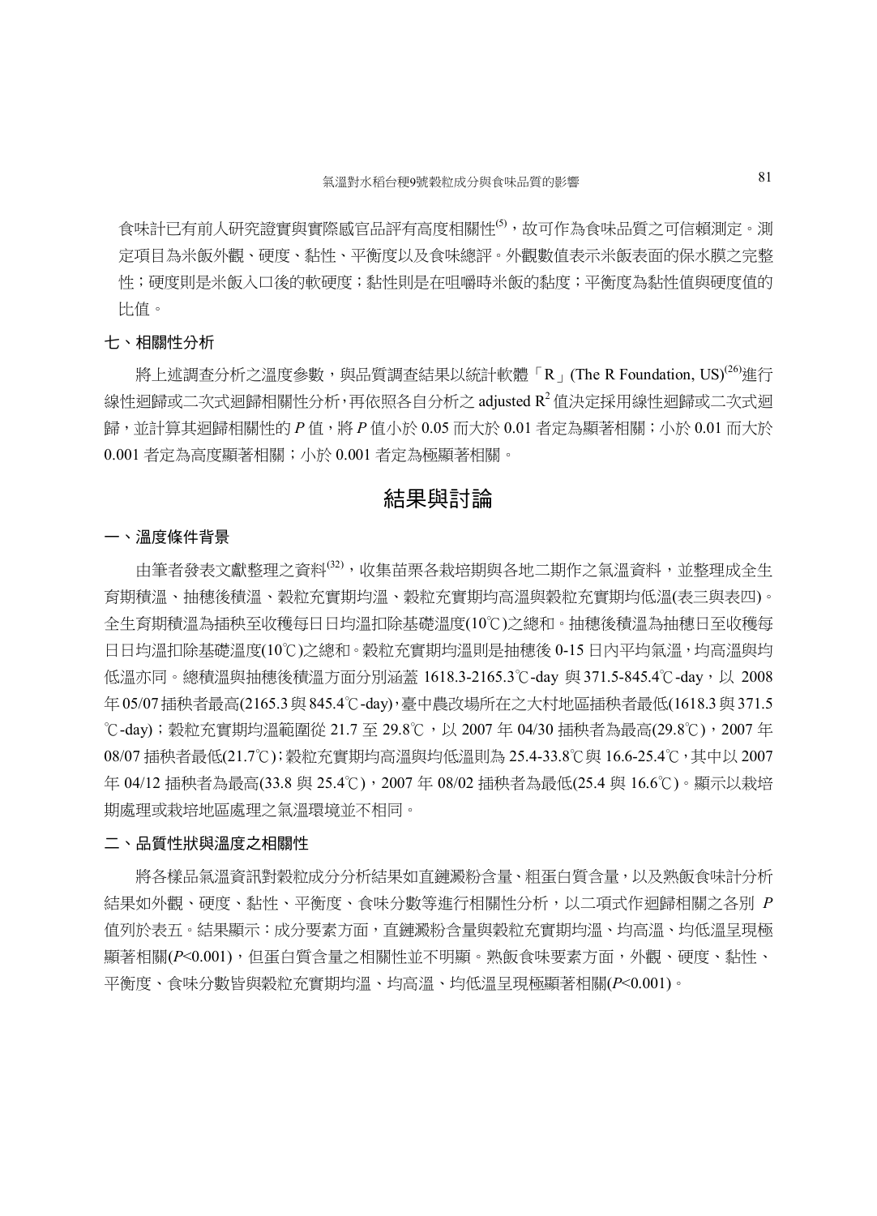食味計已有前人研究證實與實際感官品評有高度相關性[5]，故可作為食味品質之可信賴測定。測定項目為米飯外觀、硬度、黏性、平衡度以及食味總評。外觀數值表示米飯表面的保水膜之完整性；硬度則是米飯入口後的軟硬度；黏性則是在咀嚼時米飯的黏度；平衡度為黏性值與硬度值的比值。

### 七、相關性分析

將上述調查分析之溫度參數，與品質調查結果以統計軟體「R」(The R Foundation, US)[26]進行線性迴歸或二次式迴歸相關性分析，再依照各自分析之 adjusted $R^2$ 值決定採用線性迴歸或二次式迴歸，並計算其迴歸相關性的 *P* 值，將 *P* 值小於 0.05 而大於 0.01 者定為顯著相關；小於 0.01 而大於 0.001 者定為高度顯著相關；小於 0.001 者定為極顯著相關。

## 結果與討論

### 一、溫度條件背景

由筆者發表文獻整理之資料[32]，收集苗栗各栽培期與各地二期作之氣溫資料，並整理成全生育期積溫、抽穗後積溫、穀粒充實期均溫、穀粒充實期均高溫與穀粒充實期均低溫(表三與表四)。全生育期積溫為插秧至收穫每日日均溫扣除基礎溫度(10℃)之總和。抽穗後積溫為抽穗日至收穫每日日均溫扣除基礎溫度(10℃)之總和。穀粒充實期均溫則是抽穗後 0-15 日內平均氣溫，均高溫與均低溫亦同。總積溫與抽穗後積溫方面分別涵蓋 1618.3-2165.3℃-day 與 371.5-845.4℃-day，以 2008 年 05/07 插秧者最高(2165.3 與 845.4℃-day)，臺中農改場所在之大村地區插秧者最低(1618.3 與 371.5℃-day)；穀粒充實期均溫範圍從 21.7 至 29.8℃，以 2007 年 04/30 插秧者為最高(29.8℃)，2007 年 08/07 插秧者最低(21.7℃)；穀粒充實期均高溫與均低溫則為 25.4-33.8℃與 16.6-25.4℃，其中以 2007 年 04/12 插秧者為最高(33.8 與 25.4℃)，2007 年 08/02 插秧者為最低(25.4 與 16.6℃)。顯示以栽培期處理或栽培地區處理之氣溫環境並不相同。

### 二、品質性狀與溫度之相關性

將各樣品氣溫資訊對穀粒成分分析結果如直鏈澱粉含量、粗蛋白質含量，以及熟飯食味計分析結果如外觀、硬度、黏性、平衡度、食味分數等進行相關性分析，以二項式作迴歸相關之各別 *P* 值列於表五。結果顯示：成分要素方面，直鏈澱粉含量與穀粒充實期均溫、均高溫、均低溫呈現極顯著相關($P<0.001$)，但蛋白質含量之相關性並不明顯。熟飯食味要素方面，外觀、硬度、黏性、平衡度、食味分數皆與穀粒充實期均溫、均高溫、均低溫呈現極顯著相關($P<0.001$)。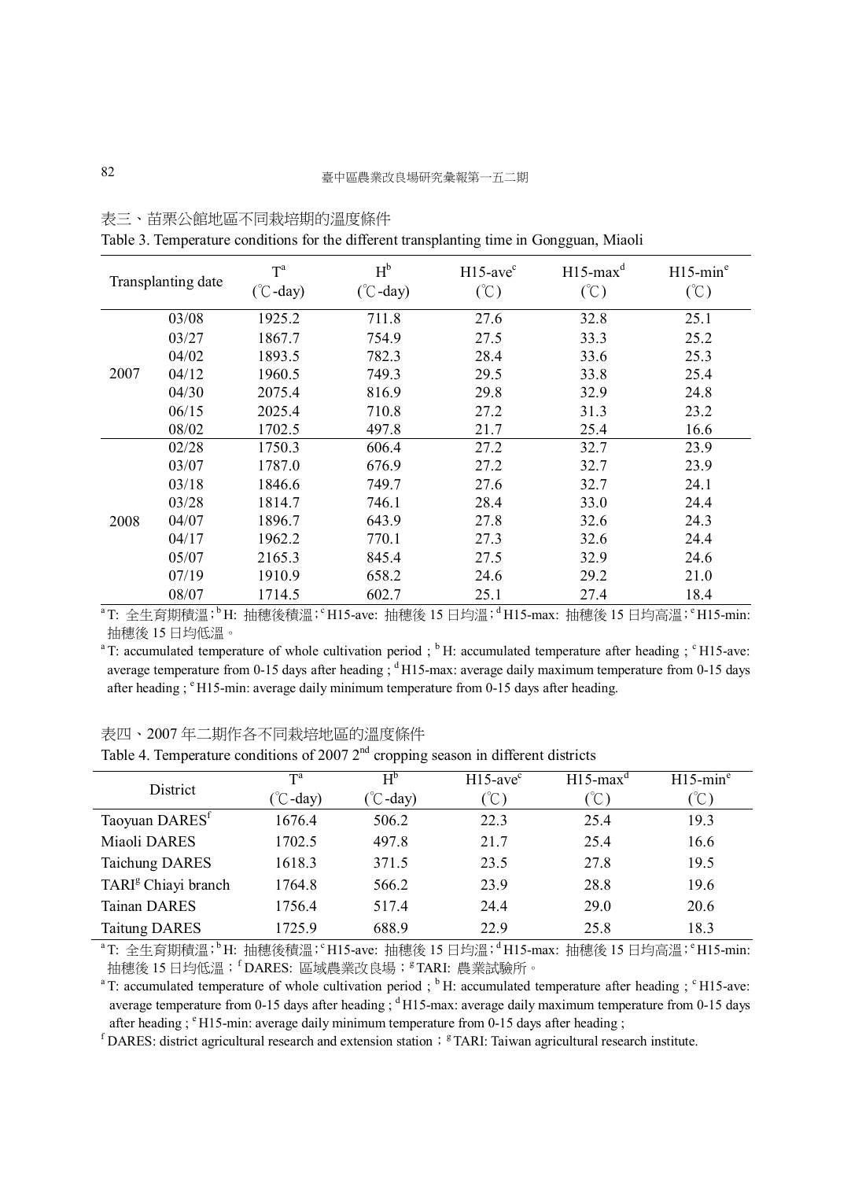表三、苗栗公館地區不同栽培期的溫度條件

Table 3. Temperature conditions for the different transplanting time in Gongguan, Miaoli

| Transplanting date | | T[a] (℃-day) | H[b] (℃-day) | H15-ave[c] (℃) | H15-max[d] (℃) | H15-min[e] (℃) |
|---|---|---|---|---|---|---|
| 2007 | 03/08 | 1925.2 | 711.8 | 27.6 | 32.8 | 25.1 |
| | 03/27 | 1867.7 | 754.9 | 27.5 | 33.3 | 25.2 |
| | 04/02 | 1893.5 | 782.3 | 28.4 | 33.6 | 25.3 |
| | 04/12 | 1960.5 | 749.3 | 29.5 | 33.8 | 25.4 |
| | 04/30 | 2075.4 | 816.9 | 29.8 | 32.9 | 24.8 |
| | 06/15 | 2025.4 | 710.8 | 27.2 | 31.3 | 23.2 |
| | 08/02 | 1702.5 | 497.8 | 21.7 | 25.4 | 16.6 |
| 2008 | 02/28 | 1750.3 | 606.4 | 27.2 | 32.7 | 23.9 |
| | 03/07 | 1787.0 | 676.9 | 27.2 | 32.7 | 23.9 |
| | 03/18 | 1846.6 | 749.7 | 27.6 | 32.7 | 24.1 |
| | 03/28 | 1814.7 | 746.1 | 28.4 | 33.0 | 24.4 |
| | 04/07 | 1896.7 | 643.9 | 27.8 | 32.6 | 24.3 |
| | 04/17 | 1962.2 | 770.1 | 27.3 | 32.6 | 24.4 |
| | 05/07 | 2165.3 | 845.4 | 27.5 | 32.9 | 24.6 |
| | 07/19 | 1910.9 | 658.2 | 24.6 | 29.2 | 21.0 |
| | 08/07 | 1714.5 | 602.7 | 25.1 | 27.4 | 18.4 |

[a]T: 全生育期積溫；[b]H: 抽穗後積溫；[c]H15-ave: 抽穗後 15 日均溫；[d]H15-max: 抽穗後 15 日均高溫；[e]H15-min: 抽穗後 15 日均低溫。

[a]T: accumulated temperature of whole cultivation period ; [b]H: accumulated temperature after heading ; [c]H15-ave: average temperature from 0-15 days after heading ; [d]H15-max: average daily maximum temperature from 0-15 days after heading ; [e]H15-min: average daily minimum temperature from 0-15 days after heading.

表四、2007 年二期作各不同栽培地區的溫度條件

Table 4. Temperature conditions of 2007 2[nd] cropping season in different districts

| District | T[a] (℃-day) | H[b] (℃-day) | H15-ave[c] (℃) | H15-max[d] (℃) | H15-min[e] (℃) |
|---|---|---|---|---|---|
| Taoyuan DARES[f] | 1676.4 | 506.2 | 22.3 | 25.4 | 19.3 |
| Miaoli DARES | 1702.5 | 497.8 | 21.7 | 25.4 | 16.6 |
| Taichung DARES | 1618.3 | 371.5 | 23.5 | 27.8 | 19.5 |
| TARI[g] Chiayi branch | 1764.8 | 566.2 | 23.9 | 28.8 | 19.6 |
| Tainan DARES | 1756.4 | 517.4 | 24.4 | 29.0 | 20.6 |
| Taitung DARES | 1725.9 | 688.9 | 22.9 | 25.8 | 18.3 |

[a]T: 全生育期積溫；[b]H: 抽穗後積溫；[c]H15-ave: 抽穗後 15 日均溫；[d]H15-max: 抽穗後 15 日均高溫；[e]H15-min: 抽穗後 15 日均低溫；[f]DARES: 區域農業改良場；[g]TARI: 農業試驗所。

[a]T: accumulated temperature of whole cultivation period ; [b]H: accumulated temperature after heading ; [c]H15-ave: average temperature from 0-15 days after heading ; [d]H15-max: average daily maximum temperature from 0-15 days after heading ; [e]H15-min: average daily minimum temperature from 0-15 days after heading ;

[f]DARES: district agricultural research and extension station；[g]TARI: Taiwan agricultural research institute.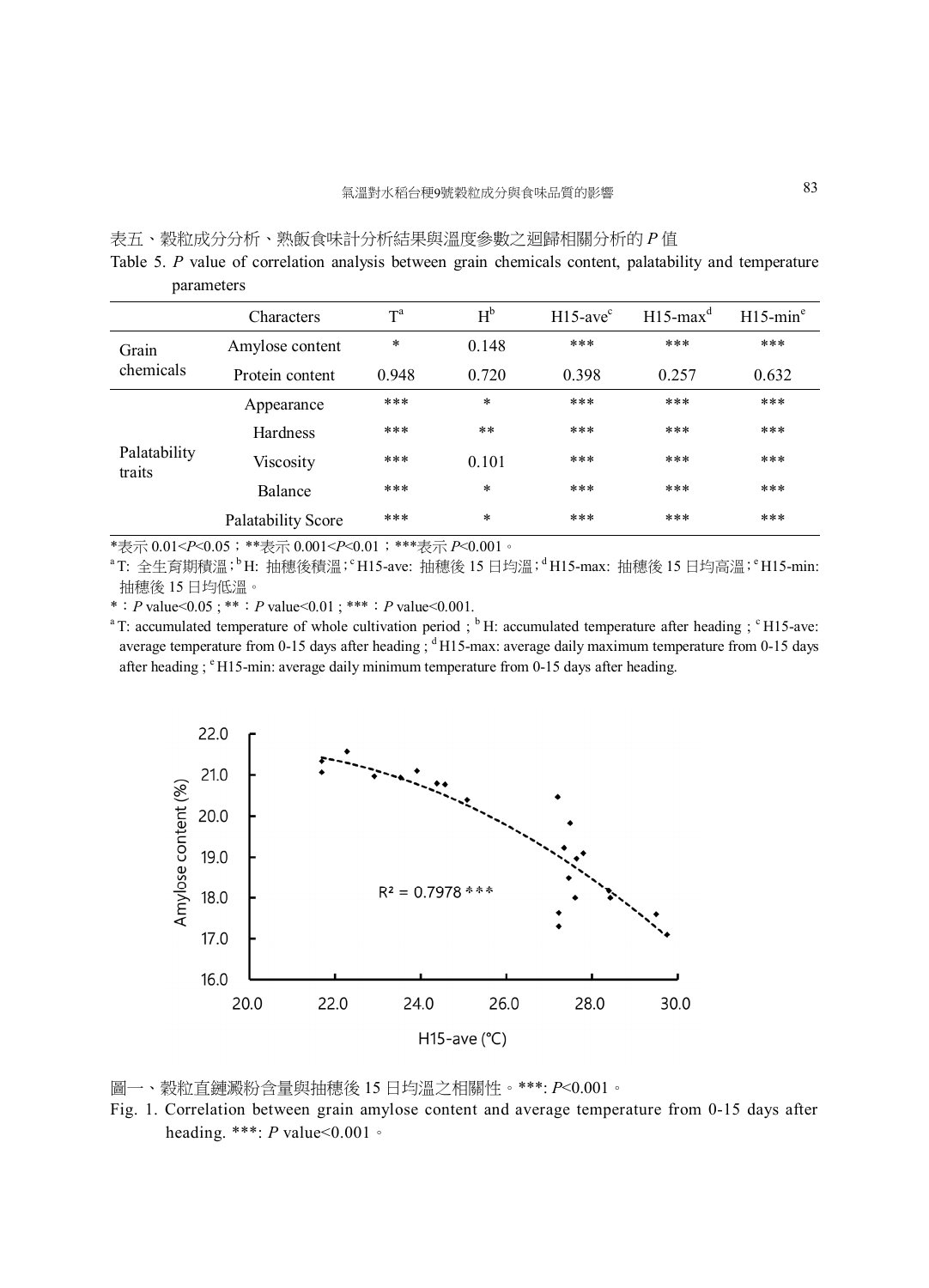表五、穀粒成分分析、熟飯食味計分析結果與溫度參數之迴歸相關分析的 *P* 值

Table 5. *P* value of correlation analysis between grain chemicals content, palatability and temperature parameters

| | Characters | T[a] | H[b] | H15-ave[c] | H15-max[d] | H15-min[e] |
|---|---|---|---|---|---|---|
| Grain chemicals | Amylose content | * | 0.148 | *** | *** | *** |
| | Protein content | 0.948 | 0.720 | 0.398 | 0.257 | 0.632 |
| Palatability traits | Appearance | *** | * | *** | *** | *** |
| | Hardness | *** | ** | *** | *** | *** |
| | Viscosity | *** | 0.101 | *** | *** | *** |
| | Balance | *** | * | *** | *** | *** |
| | Palatability Score | *** | * | *** | *** | *** |

*表示 0.01<$P$<0.05；**表示 0.001<$P$<0.01；***表示 $P$<0.001。

[a] T: 全生育期積溫；[b] H: 抽穗後積溫；[c] H15-ave: 抽穗後 15 日均溫；[d] H15-max: 抽穗後 15 日均高溫；[e] H15-min: 抽穗後 15 日均低溫。

*：$P$ value<0.05 ; **：$P$ value<0.01 ; ***：$P$ value<0.001.

[a] T: accumulated temperature of whole cultivation period ; [b] H: accumulated temperature after heading ; [c] H15-ave: average temperature from 0-15 days after heading ; [d] H15-max: average daily maximum temperature from 0-15 days after heading ; [e] H15-min: average daily minimum temperature from 0-15 days after heading.

圖一、穀粒直鏈澱粉含量與抽穗後 15 日均溫之相關性。***: $P$<0.001。

Fig. 1. Correlation between grain amylose content and average temperature from 0-15 days after heading. ***: $P$ value<0.001。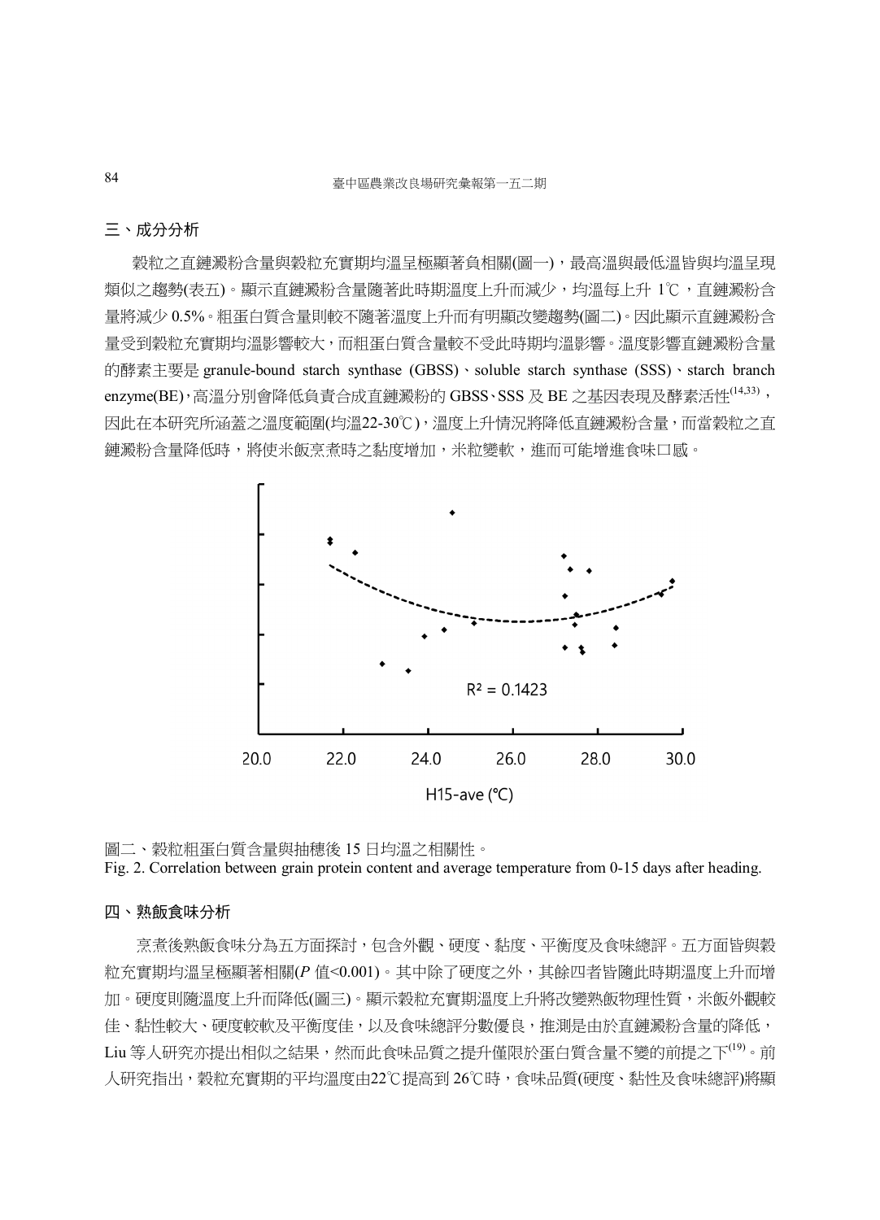## 三、成分分析

穀粒之直鏈澱粉含量與穀粒充實期均溫呈極顯著負相關(圖一)，最高溫與最低溫皆與均溫呈現類似之趨勢(表五)。顯示直鏈澱粉含量隨著此時期溫度上升而減少，均溫每上升 1℃，直鏈澱粉含量將減少 0.5%。粗蛋白質含量則較不隨著溫度上升而有明顯改變趨勢(圖二)。因此顯示直鏈澱粉含量受到穀粒充實期均溫影響較大，而粗蛋白質含量較不受此時期均溫影響。溫度影響直鏈澱粉含量的酵素主要是 granule-bound starch synthase (GBSS)、soluble starch synthase (SSS)、starch branch enzyme(BE)，高溫分別會降低負責合成直鏈澱粉的 GBSS、SSS 及 BE 之基因表現及酵素活性[14,33]，因此在本研究所涵蓋之溫度範圍(均溫22-30℃)，溫度上升情況將降低直鏈澱粉含量，而當穀粒之直鏈澱粉含量降低時，將使米飯烹煮時之黏度增加，米粒變軟，進而可能增進食味口感。

$R^2 = 0.1423$

20.0 22.0 24.0 26.0 28.0 30.0

H15-ave (℃)

圖二、穀粒粗蛋白質含量與抽穗後 15 日均溫之相關性。

Fig. 2. Correlation between grain protein content and average temperature from 0-15 days after heading.

## 四、熟飯食味分析

烹煮後熟飯食味分為五方面探討，包含外觀、硬度、黏度、平衡度及食味總評。五方面皆與穀粒充實期均溫呈極顯著相關(*P* 值<0.001)。其中除了硬度之外，其餘四者皆隨此時期溫度上升而增加。硬度則隨溫度上升而降低(圖三)。顯示穀粒充實期溫度上升將改變熟飯物理性質，米飯外觀較佳、黏性較大、硬度較軟及平衡度佳，以及食味總評分數優良，推測是由於直鏈澱粉含量的降低，Liu 等人研究亦提出相似之結果，然而此食味品質之提升僅限於蛋白質含量不變的前提之下[19]。前人研究指出，穀粒充實期的平均溫度由22℃提高到 26℃時，食味品質(硬度、黏性及食味總評)將顯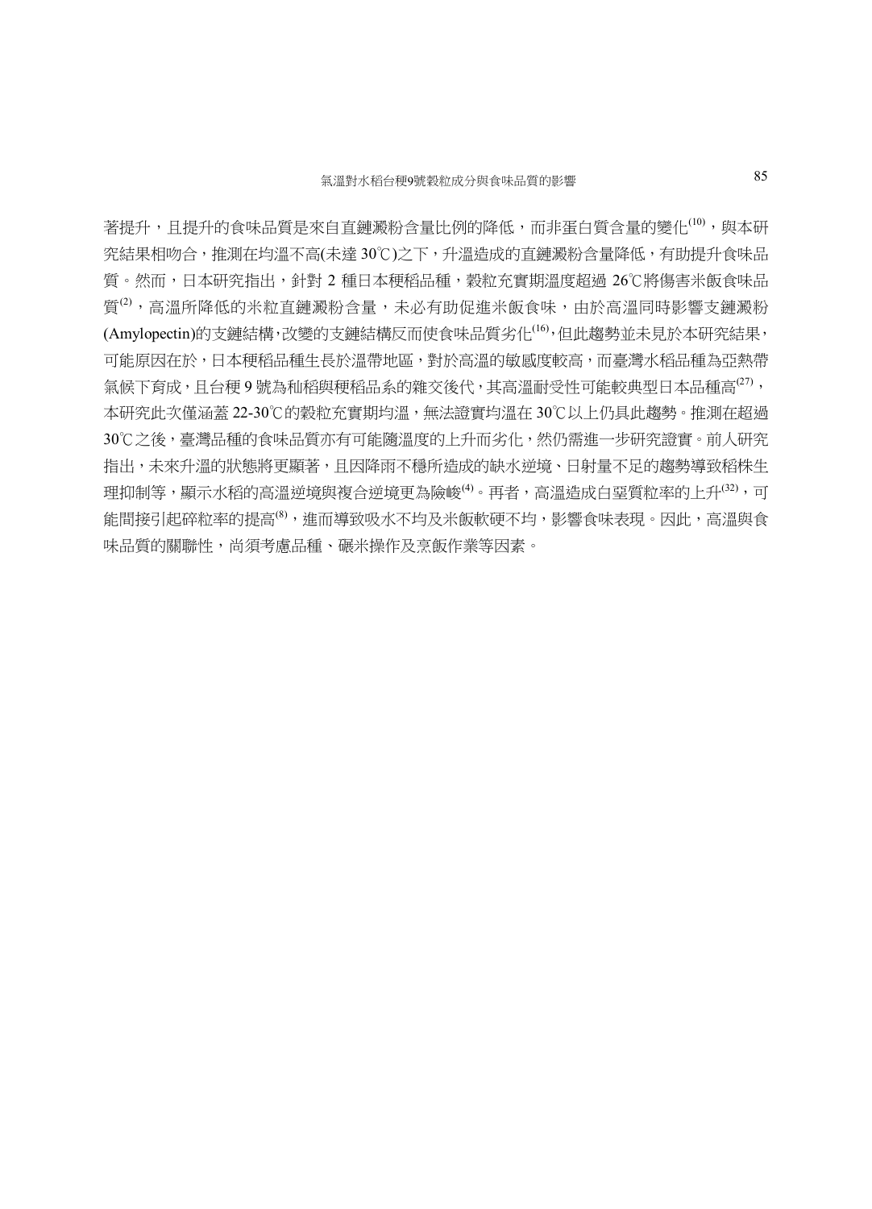著提升，且提升的食味品質是來自直鏈澱粉含量比例的降低，而非蛋白質含量的變化[10]，與本研究結果相吻合，推測在均溫不高(未達 30℃)之下，升溫造成的直鏈澱粉含量降低，有助提升食味品質。然而，日本研究指出，針對 2 種日本粳稻品種，榖粒充實期溫度超過 26℃將傷害米飯食味品質[2]，高溫所降低的米粒直鏈澱粉含量，未必有助促進米飯食味，由於高溫同時影響支鏈澱粉(Amylopectin)的支鏈結構，改變的支鏈結構反而使食味品質劣化[16]，但此趨勢並未見於本研究結果，可能原因在於，日本粳稻品種生長於溫帶地區，對於高溫的敏感度較高，而臺灣水稻品種為亞熱帶氣候下育成，且台稉 9 號為秈稻與粳稻品系的雜交後代，其高溫耐受性可能較典型日本品種高[27]，本研究此次僅涵蓋 22-30℃的榖粒充實期均溫，無法證實均溫在 30℃以上仍具此趨勢。推測在超過 30℃之後，臺灣品種的食味品質亦有可能隨溫度的上升而劣化，然仍需進一步研究證實。前人研究指出，未來升溫的狀態將更顯著，且因降雨不穩所造成的缺水逆境、日射量不足的趨勢導致稻株生理抑制等，顯示水稻的高溫逆境與複合逆境更為險峻[4]。再者，高溫造成白堊質粒率的上升[32]，可能間接引起碎粒率的提高[8]，進而導致吸水不均及米飯軟硬不均，影響食味表現。因此，高溫與食味品質的關聯性，尚須考慮品種、碾米操作及烹飯作業等因素。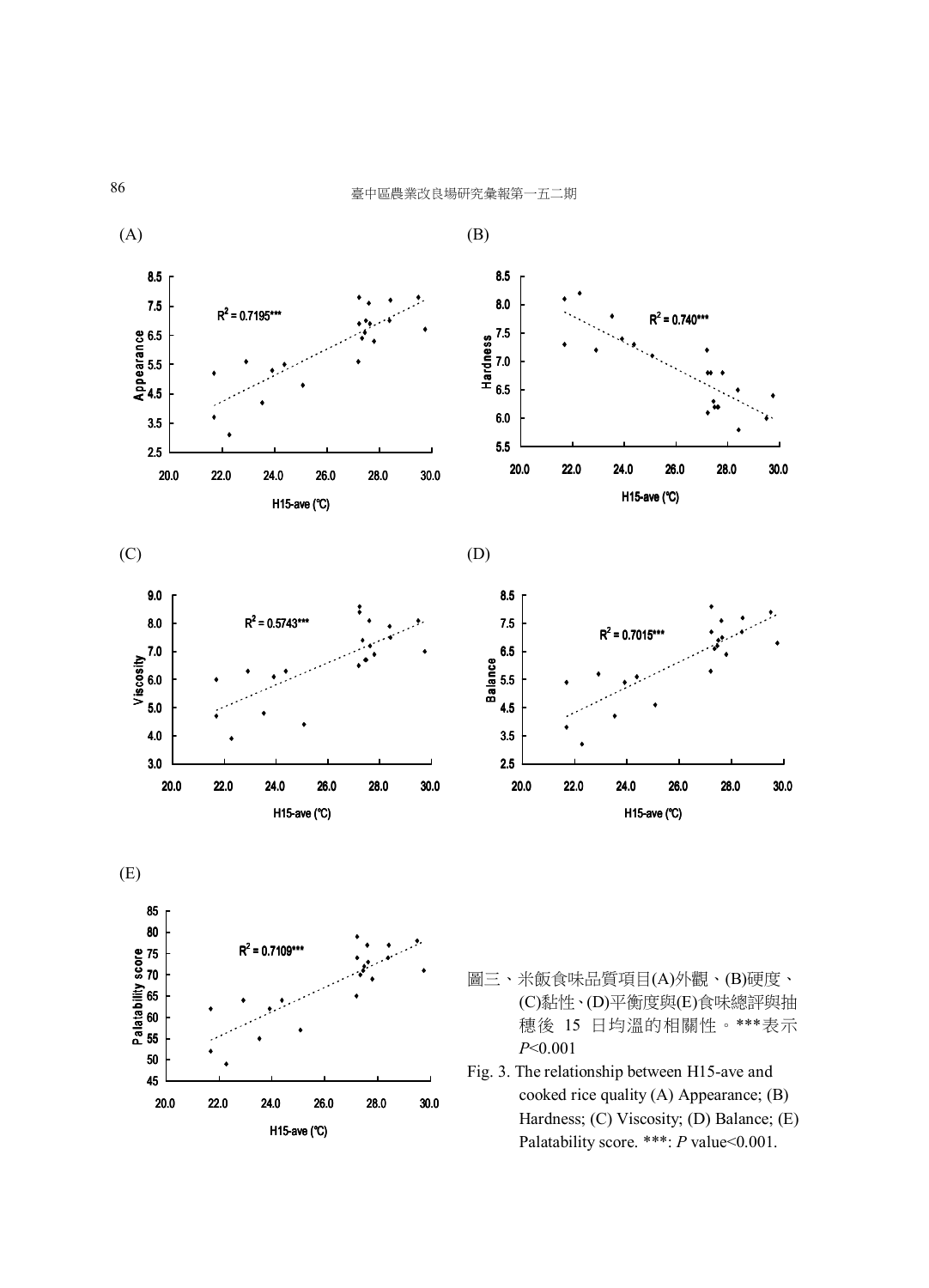(A)

(B)

(C)

(D)

(E)

圖三、米飯食味品質項目(A)外觀、(B)硬度、(C)黏性、(D)平衡度與(E)食味總評與抽穗後 15 日均溫的相關性。***表示 $P$<0.001

Fig. 3. The relationship between H15-ave and cooked rice quality (A) Appearance; (B) Hardness; (C) Viscosity; (D) Balance; (E) Palatability score. ***: $P$ value<0.001.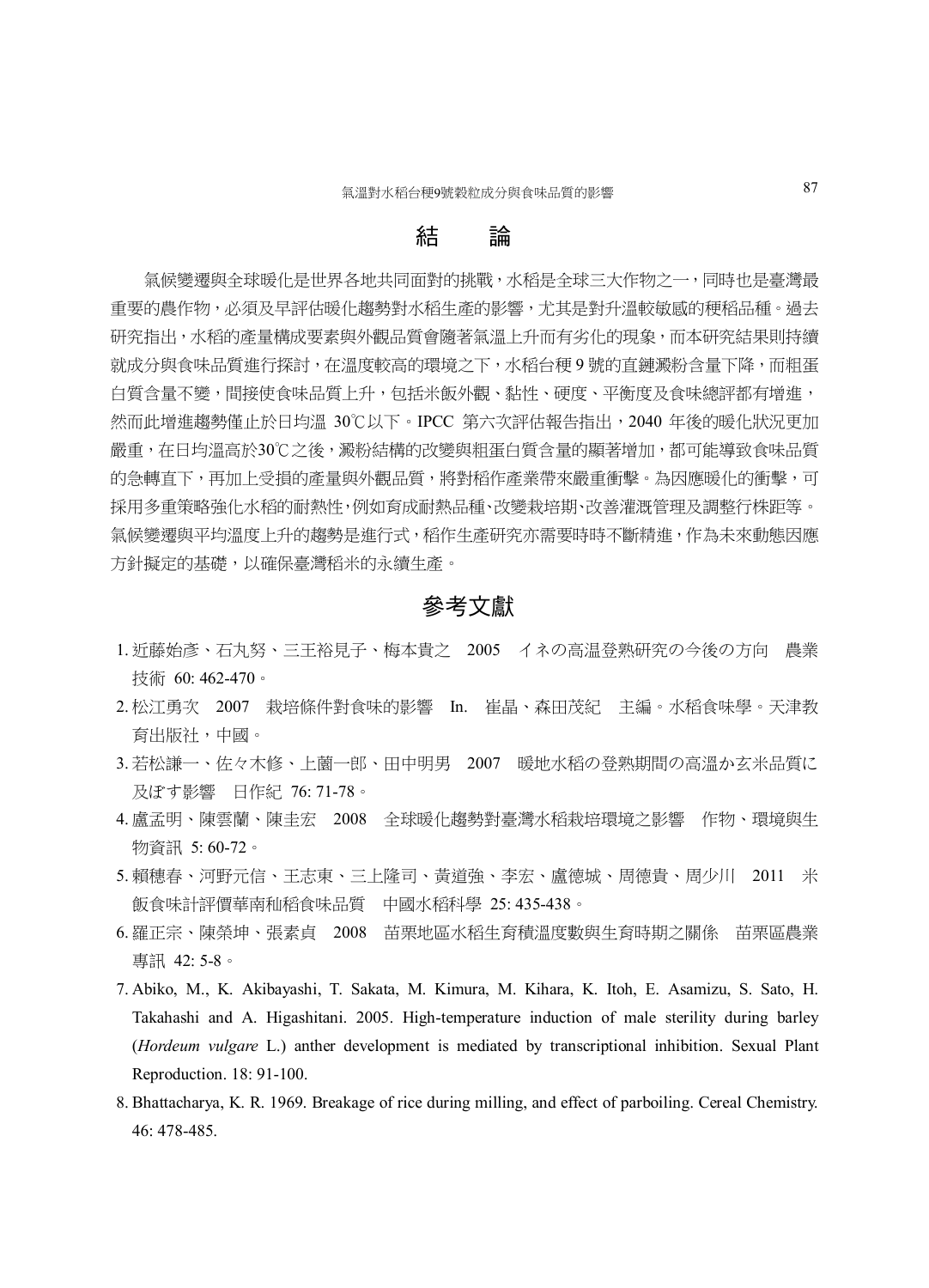## 結　　論

氣候變遷與全球暖化是世界各地共同面對的挑戰，水稻是全球三大作物之一，同時也是臺灣最重要的農作物，必須及早評估暖化趨勢對水稻生產的影響，尤其是對升溫較敏感的稉稻品種。過去研究指出，水稻的產量構成要素與外觀品質會隨著氣溫上升而有劣化的現象，而本研究結果則持續就成分與食味品質進行探討，在溫度較高的環境之下，水稻台稉 9 號的直鏈澱粉含量下降，而粗蛋白質含量不變，間接使食味品質上升，包括米飯外觀、黏性、硬度、平衡度及食味總評都有增進，然而此增進趨勢僅止於日均溫 30℃以下。IPCC 第六次評估報告指出，2040 年後的暖化狀況更加嚴重，在日均溫高於30℃之後，澱粉結構的改變與粗蛋白質含量的顯著增加，都可能導致食味品質的急轉直下，再加上受損的產量與外觀品質，將對稻作產業帶來嚴重衝擊。為因應暖化的衝擊，可採用多重策略強化水稻的耐熱性，例如育成耐熱品種、改變栽培期、改善灌溉管理及調整行株距等。氣候變遷與平均溫度上升的趨勢是進行式，稻作生產研究亦需要時時不斷精進，作為未來動態因應方針擬定的基礎，以確保臺灣稻米的永續生產。

## 參考文獻

1. 近藤始彥、石丸努、三王裕見子、梅本貴之　2005　イネの高温登熟研究の今後の方向　農業技術 60: 462-470。
2. 松江勇次　2007　栽培條件對食味的影響　In.　崔晶、森田茂紀　主編。水稻食味學。天津教育出版社，中國。
3. 若松謙一、佐々木修、上薗一郎、田中明男　2007　暖地水稻の登熟期間の高溫か玄米品質に及ぼす影響　日作紀 76: 71-78。
4. 盧孟明、陳雲蘭、陳圭宏　2008　全球暖化趨勢對臺灣水稻栽培環境之影響　作物、環境與生物資訊 5: 60-72。
5. 賴穗春、河野元信、王志東、三上隆司、黃道強、李宏、盧德城、周德貴、周少川　2011　米飯食味計評價華南秈稻食味品質　中國水稻科學 25: 435-438。
6. 羅正宗、陳榮坤、張素貞　2008　苗栗地區水稻生育積溫度數與生育時期之關係　苗栗區農業專訊 42: 5-8。
7. Abiko, M., K. Akibayashi, T. Sakata, M. Kimura, M. Kihara, K. Itoh, E. Asamizu, S. Sato, H. Takahashi and A. Higashitani. 2005. High-temperature induction of male sterility during barley (*Hordeum vulgare* L.) anther development is mediated by transcriptional inhibition. Sexual Plant Reproduction. 18: 91-100.
8. Bhattacharya, K. R. 1969. Breakage of rice during milling, and effect of parboiling. Cereal Chemistry. 46: 478-485.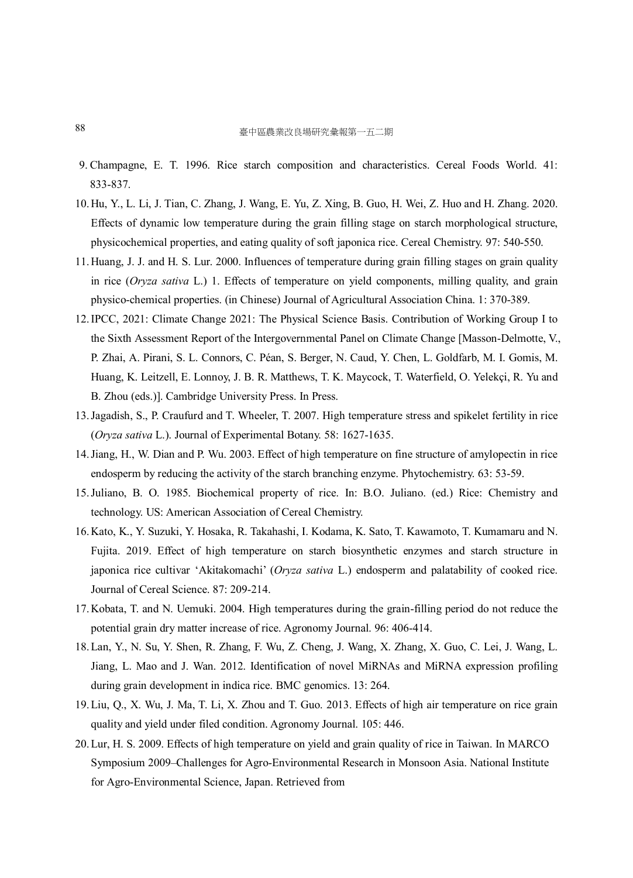9. Champagne, E. T. 1996. Rice starch composition and characteristics. Cereal Foods World. 41: 833-837.
10. Hu, Y., L. Li, J. Tian, C. Zhang, J. Wang, E. Yu, Z. Xing, B. Guo, H. Wei, Z. Huo and H. Zhang. 2020. Effects of dynamic low temperature during the grain filling stage on starch morphological structure, physicochemical properties, and eating quality of soft japonica rice. Cereal Chemistry. 97: 540-550.
11. Huang, J. J. and H. S. Lur. 2000. Influences of temperature during grain filling stages on grain quality in rice (*Oryza sativa* L.) 1. Effects of temperature on yield components, milling quality, and grain physico-chemical properties. (in Chinese) Journal of Agricultural Association China. 1: 370-389.
12. IPCC, 2021: Climate Change 2021: The Physical Science Basis. Contribution of Working Group I to the Sixth Assessment Report of the Intergovernmental Panel on Climate Change [Masson-Delmotte, V., P. Zhai, A. Pirani, S. L. Connors, C. Péan, S. Berger, N. Caud, Y. Chen, L. Goldfarb, M. I. Gomis, M. Huang, K. Leitzell, E. Lonnoy, J. B. R. Matthews, T. K. Maycock, T. Waterfield, O. Yelekçi, R. Yu and B. Zhou (eds.)]. Cambridge University Press. In Press.
13. Jagadish, S., P. Craufurd and T. Wheeler, T. 2007. High temperature stress and spikelet fertility in rice (*Oryza sativa* L.). Journal of Experimental Botany. 58: 1627-1635.
14. Jiang, H., W. Dian and P. Wu. 2003. Effect of high temperature on fine structure of amylopectin in rice endosperm by reducing the activity of the starch branching enzyme. Phytochemistry. 63: 53-59.
15. Juliano, B. O. 1985. Biochemical property of rice. In: B.O. Juliano. (ed.) Rice: Chemistry and technology. US: American Association of Cereal Chemistry.
16. Kato, K., Y. Suzuki, Y. Hosaka, R. Takahashi, I. Kodama, K. Sato, T. Kawamoto, T. Kumamaru and N. Fujita. 2019. Effect of high temperature on starch biosynthetic enzymes and starch structure in japonica rice cultivar 'Akitakomachi' (*Oryza sativa* L.) endosperm and palatability of cooked rice. Journal of Cereal Science. 87: 209-214.
17. Kobata, T. and N. Uemuki. 2004. High temperatures during the grain-filling period do not reduce the potential grain dry matter increase of rice. Agronomy Journal. 96: 406-414.
18. Lan, Y., N. Su, Y. Shen, R. Zhang, F. Wu, Z. Cheng, J. Wang, X. Zhang, X. Guo, C. Lei, J. Wang, L. Jiang, L. Mao and J. Wan. 2012. Identification of novel MiRNAs and MiRNA expression profiling during grain development in indica rice. BMC genomics. 13: 264.
19. Liu, Q., X. Wu, J. Ma, T. Li, X. Zhou and T. Guo. 2013. Effects of high air temperature on rice grain quality and yield under filed condition. Agronomy Journal. 105: 446.
20. Lur, H. S. 2009. Effects of high temperature on yield and grain quality of rice in Taiwan. In MARCO Symposium 2009–Challenges for Agro-Environmental Research in Monsoon Asia. National Institute for Agro-Environmental Science, Japan. Retrieved from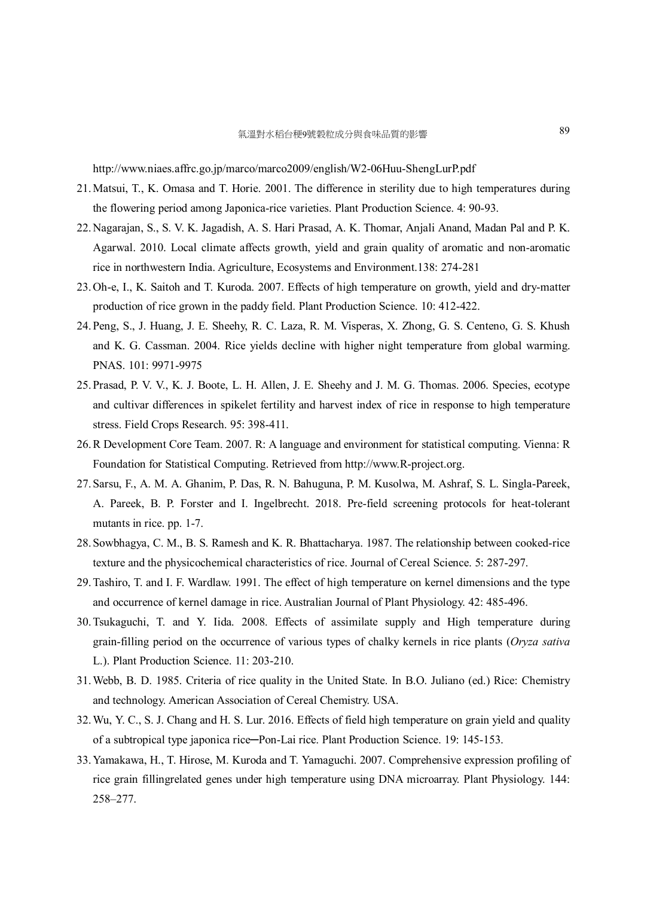http://www.niaes.affrc.go.jp/marco/marco2009/english/W2-06Huu-ShengLurP.pdf

21. Matsui, T., K. Omasa and T. Horie. 2001. The difference in sterility due to high temperatures during the flowering period among Japonica-rice varieties. Plant Production Science. 4: 90-93.
22. Nagarajan, S., S. V. K. Jagadish, A. S. Hari Prasad, A. K. Thomar, Anjali Anand, Madan Pal and P. K. Agarwal. 2010. Local climate affects growth, yield and grain quality of aromatic and non-aromatic rice in northwestern India. Agriculture, Ecosystems and Environment.138: 274-281
23. Oh-e, I., K. Saitoh and T. Kuroda. 2007. Effects of high temperature on growth, yield and dry-matter production of rice grown in the paddy field. Plant Production Science. 10: 412-422.
24. Peng, S., J. Huang, J. E. Sheehy, R. C. Laza, R. M. Visperas, X. Zhong, G. S. Centeno, G. S. Khush and K. G. Cassman. 2004. Rice yields decline with higher night temperature from global warming. PNAS. 101: 9971-9975
25. Prasad, P. V. V., K. J. Boote, L. H. Allen, J. E. Sheehy and J. M. G. Thomas. 2006. Species, ecotype and cultivar differences in spikelet fertility and harvest index of rice in response to high temperature stress. Field Crops Research. 95: 398-411.
26. R Development Core Team. 2007. R: A language and environment for statistical computing. Vienna: R Foundation for Statistical Computing. Retrieved from http://www.R-project.org.
27. Sarsu, F., A. M. A. Ghanim, P. Das, R. N. Bahuguna, P. M. Kusolwa, M. Ashraf, S. L. Singla-Pareek, A. Pareek, B. P. Forster and I. Ingelbrecht. 2018. Pre-field screening protocols for heat-tolerant mutants in rice. pp. 1-7.
28. Sowbhagya, C. M., B. S. Ramesh and K. R. Bhattacharya. 1987. The relationship between cooked-rice texture and the physicochemical characteristics of rice. Journal of Cereal Science. 5: 287-297.
29. Tashiro, T. and I. F. Wardlaw. 1991. The effect of high temperature on kernel dimensions and the type and occurrence of kernel damage in rice. Australian Journal of Plant Physiology. 42: 485-496.
30. Tsukaguchi, T. and Y. Iida. 2008. Effects of assimilate supply and High temperature during grain-filling period on the occurrence of various types of chalky kernels in rice plants (*Oryza sativa* L.). Plant Production Science. 11: 203-210.
31. Webb, B. D. 1985. Criteria of rice quality in the United State. In B.O. Juliano (ed.) Rice: Chemistry and technology. American Association of Cereal Chemistry. USA.
32. Wu, Y. C., S. J. Chang and H. S. Lur. 2016. Effects of field high temperature on grain yield and quality of a subtropical type japonica rice─Pon-Lai rice. Plant Production Science. 19: 145-153.
33. Yamakawa, H., T. Hirose, M. Kuroda and T. Yamaguchi. 2007. Comprehensive expression profiling of rice grain fillingrelated genes under high temperature using DNA microarray. Plant Physiology. 144: 258–277.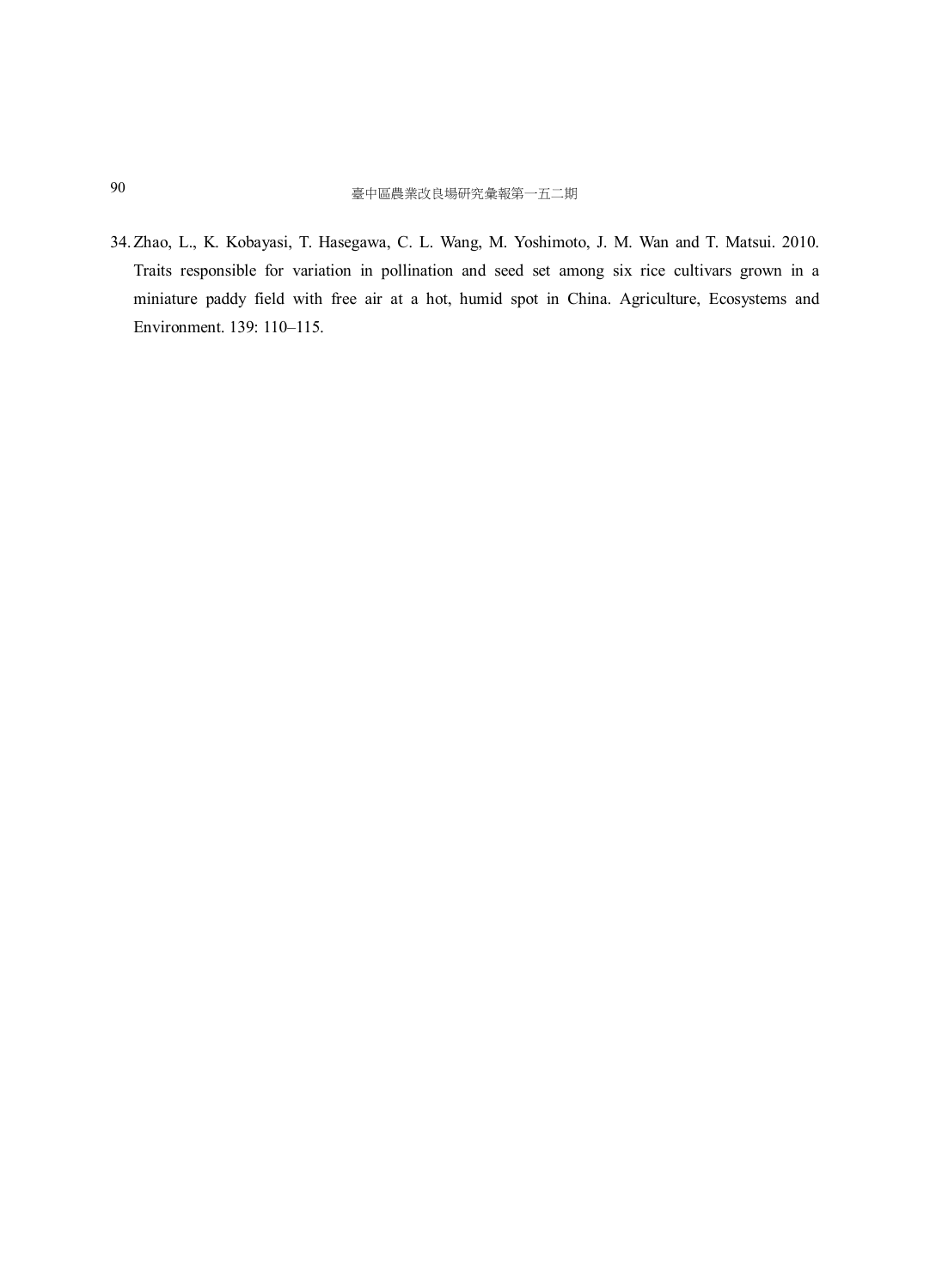34. Zhao, L., K. Kobayasi, T. Hasegawa, C. L. Wang, M. Yoshimoto, J. M. Wan and T. Matsui. 2010. Traits responsible for variation in pollination and seed set among six rice cultivars grown in a miniature paddy field with free air at a hot, humid spot in China. Agriculture, Ecosystems and Environment. 139: 110–115.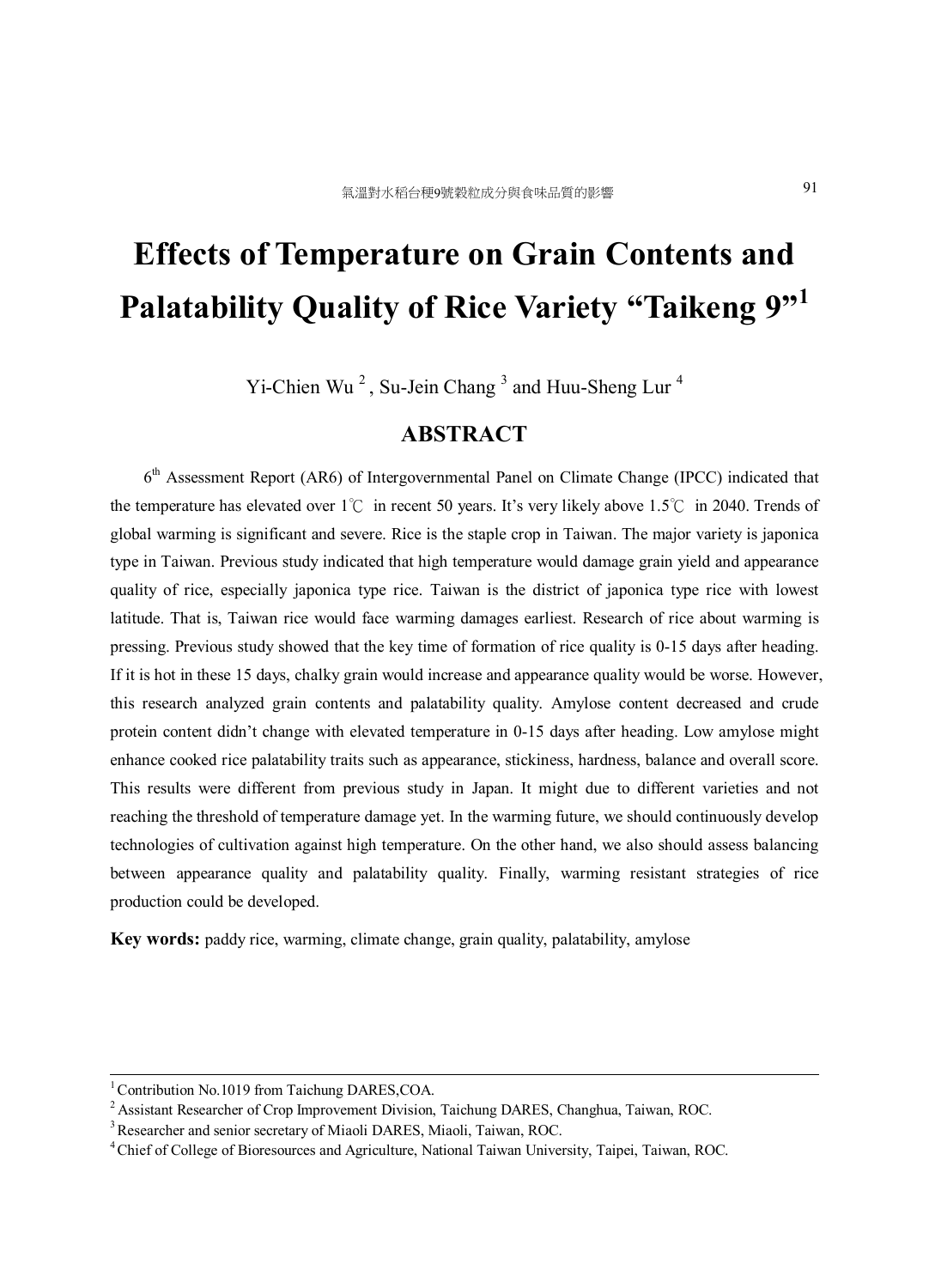# Effects of Temperature on Grain Contents and Palatability Quality of Rice Variety "Taikeng 9"[1]

Yi-Chien Wu [2], Su-Jein Chang [3] and Huu-Sheng Lur [4]

## ABSTRACT

6th Assessment Report (AR6) of Intergovernmental Panel on Climate Change (IPCC) indicated that the temperature has elevated over 1℃ in recent 50 years. It's very likely above 1.5℃ in 2040. Trends of global warming is significant and severe. Rice is the staple crop in Taiwan. The major variety is japonica type in Taiwan. Previous study indicated that high temperature would damage grain yield and appearance quality of rice, especially japonica type rice. Taiwan is the district of japonica type rice with lowest latitude. That is, Taiwan rice would face warming damages earliest. Research of rice about warming is pressing. Previous study showed that the key time of formation of rice quality is 0-15 days after heading. If it is hot in these 15 days, chalky grain would increase and appearance quality would be worse. However, this research analyzed grain contents and palatability quality. Amylose content decreased and crude protein content didn't change with elevated temperature in 0-15 days after heading. Low amylose might enhance cooked rice palatability traits such as appearance, stickiness, hardness, balance and overall score. This results were different from previous study in Japan. It might due to different varieties and not reaching the threshold of temperature damage yet. In the warming future, we should continuously develop technologies of cultivation against high temperature. On the other hand, we also should assess balancing between appearance quality and palatability quality. Finally, warming resistant strategies of rice production could be developed.

**Key words:** paddy rice, warming, climate change, grain quality, palatability, amylose

---

[1] Contribution No.1019 from Taichung DARES,COA.

[2] Assistant Researcher of Crop Improvement Division, Taichung DARES, Changhua, Taiwan, ROC.

[3] Researcher and senior secretary of Miaoli DARES, Miaoli, Taiwan, ROC.

[4] Chief of College of Bioresources and Agriculture, National Taiwan University, Taipei, Taiwan, ROC.